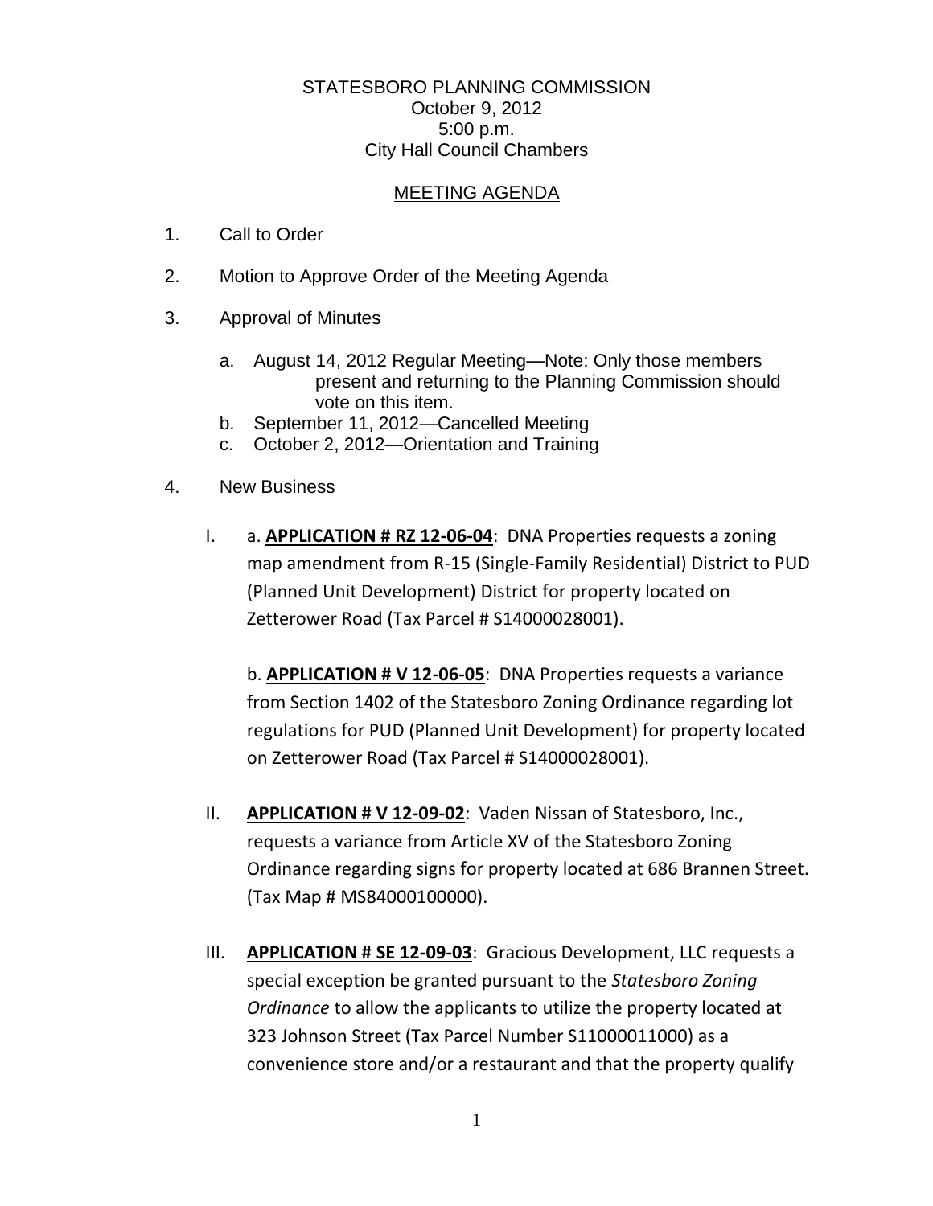STATESBORO PLANNING COMMISSION
October 9, 2012
5:00 p.m.
City Hall Council Chambers

MEETING AGENDA

1. Call to Order

2. Motion to Approve Order of the Meeting Agenda

3. Approval of Minutes

   a. August 14, 2012 Regular Meeting—Note: Only those members present and returning to the Planning Commission should vote on this item.
   b. September 11, 2012—Cancelled Meeting
   c. October 2, 2012—Orientation and Training

4. New Business

   I. a. **APPLICATION # RZ 12-06-04**: DNA Properties requests a zoning map amendment from R-15 (Single-Family Residential) District to PUD (Planned Unit Development) District for property located on Zetterower Road (Tax Parcel # S14000028001).

      b. **APPLICATION # V 12-06-05**: DNA Properties requests a variance from Section 1402 of the Statesboro Zoning Ordinance regarding lot regulations for PUD (Planned Unit Development) for property located on Zetterower Road (Tax Parcel # S14000028001).

   II. **APPLICATION # V 12-09-02**: Vaden Nissan of Statesboro, Inc., requests a variance from Article XV of the Statesboro Zoning Ordinance regarding signs for property located at 686 Brannen Street. (Tax Map # MS84000100000).

   III. **APPLICATION # SE 12-09-03**: Gracious Development, LLC requests a special exception be granted pursuant to the *Statesboro Zoning Ordinance* to allow the applicants to utilize the property located at 323 Johnson Street (Tax Parcel Number S11000011000) as a convenience store and/or a restaurant and that the property qualify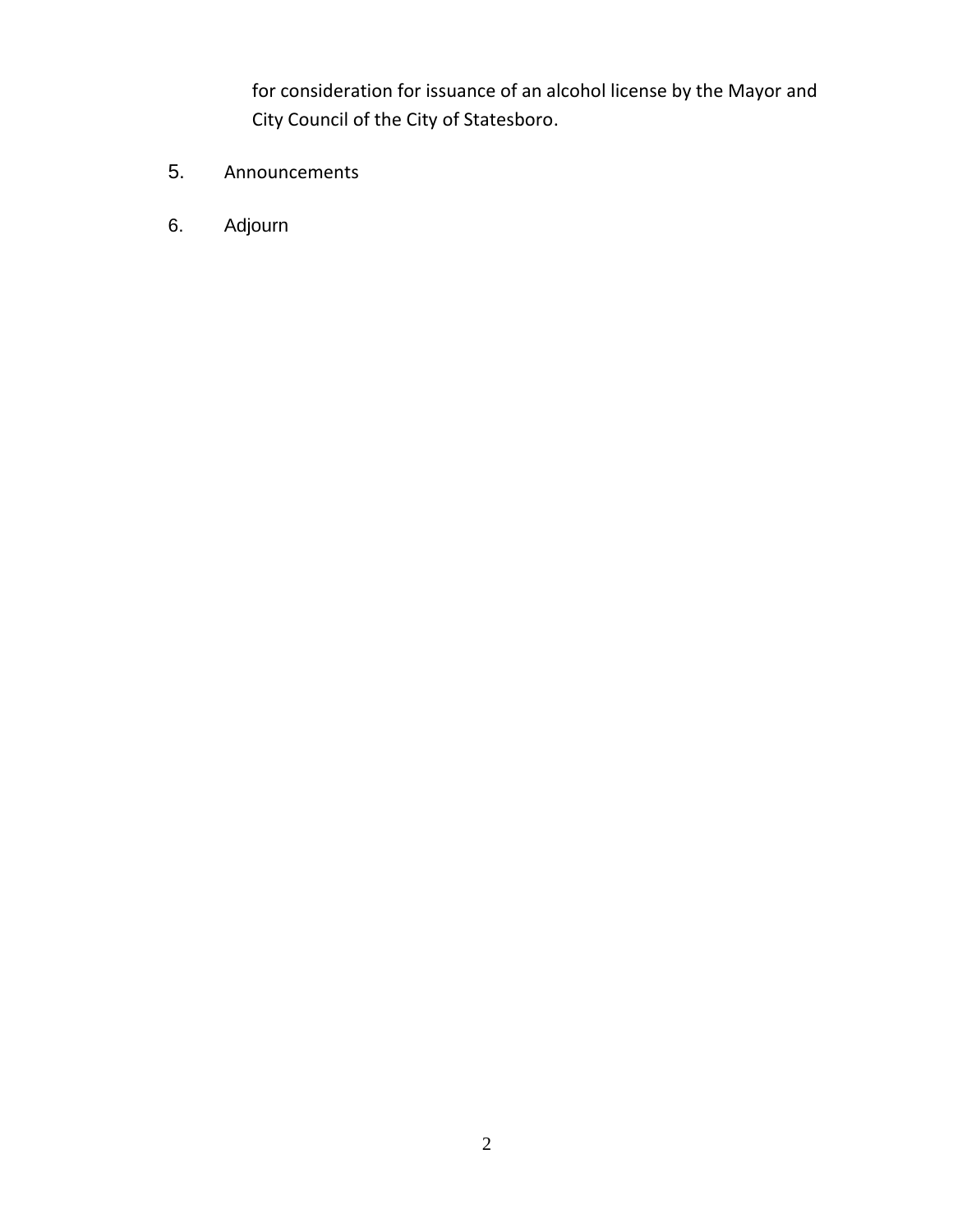for consideration for issuance of an alcohol license by the Mayor and City Council of the City of Statesboro.

5. Announcements

6. Adjourn